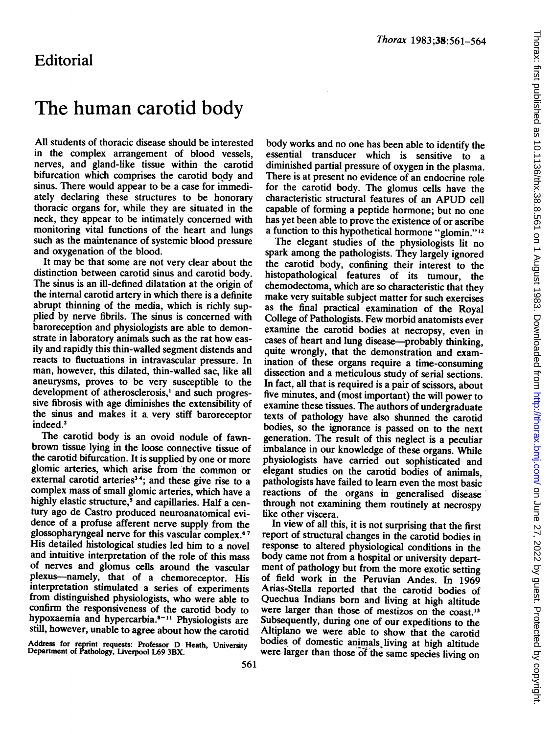# Editorial

# The human carotid body

All students of thoracic disease should be interested in the complex arrangement of blood vessels, nerves, and gland-like tissue within the carotid bifurcation which comprises the carotid body and sinus. There would appear to be a case for immediately declaring these structures to be honorary thoracic organs for, while they are situated in the neck, they appear to be intimately concerned with monitoring vital functions of the heart and lungs such as the maintenance of systemic blood pressure and oxygenation of the blood.

It may be that some are not very clear about the distinction between carotid sinus and carotid body. The sinus is an ill-defined dilatation at the origin of the internal carotid artery in which there is a definite abrupt thinning of the media, which is richly supplied by nerve fibrils. The sinus is concerned with baroreception and physiologists are able to demonstrate in laboratory animals such as the rat how easily and rapidly this thin-walled segment distends and reacts to fluctuations in intravascular pressure. In man, however, this dilated, thin-walled sac, like all aneurysms, proves to be very susceptible to the development of atherosclerosis,[1] and such progressive fibrosis with age diminishes the extensibility of the sinus and makes it a very stiff baroreceptor indeed.[2]

The carotid body is an ovoid nodule of fawn-brown tissue lying in the loose connective tissue of the carotid bifurcation. It is supplied by one or more glomic arteries, which arise from the common or external carotid arteries[3,4]; and these give rise to a complex mass of small glomic arteries, which have a highly elastic structure,[5] and capillaries. Half a century ago de Castro produced neuroanatomical evidence of a profuse afferent nerve supply from the glossopharyngeal nerve for this vascular complex.[6,7] His detailed histological studies led him to a novel and intuitive interpretation of the role of this mass of nerves and glomus cells around the vascular plexus—namely, that of a chemoreceptor. His interpretation stimulated a series of experiments from distinguished physiologists, who were able to confirm the responsiveness of the carotid body to hypoxaemia and hypercarbia.[8-11] Physiologists are still, however, unable to agree about how the carotid body works and no one has been able to identify the essential transducer which is sensitive to a diminished partial pressure of oxygen in the plasma. There is at present no evidence of an endocrine role for the carotid body. The glomus cells have the characteristic structural features of an APUD cell capable of forming a peptide hormone; but no one has yet been able to prove the existence of or ascribe a function to this hypothetical hormone "glomin."[12]

The elegant studies of the physiologists lit no spark among the pathologists. They largely ignored the carotid body, confining their interest to the histopathological features of its tumour, the chemodectoma, which are so characteristic that they make very suitable subject matter for such exercises as the final practical examination of the Royal College of Pathologists. Few morbid anatomists ever examine the carotid bodies at necropsy, even in cases of heart and lung disease—probably thinking, quite wrongly, that the demonstration and examination of these organs require a time-consuming dissection and a meticulous study of serial sections. In fact, all that is required is a pair of scissors, about five minutes, and (most important) the will power to examine these tissues. The authors of undergraduate texts of pathology have also shunned the carotid bodies, so the ignorance is passed on to the next generation. The result of this neglect is a peculiar imbalance in our knowledge of these organs. While physiologists have carried out sophisticated and elegant studies on the carotid bodies of animals, pathologists have failed to learn even the most basic reactions of the organs in generalised disease through not examining them routinely at necropsy like other viscera.

In view of all this, it is not surprising that the first report of structural changes in the carotid bodies in response to altered physiological conditions in the body came not from a hospital or university department of pathology but from the more exotic setting of field work in the Peruvian Andes. In 1969 Arias-Stella reported that the carotid bodies of Quechua Indians born and living at high altitude were larger than those of mestizos on the coast.[13] Subsequently, during one of our expeditions to the Altiplano we were able to show that the carotid bodies of domestic animals living at high altitude were larger than those of the same species living on

Address for reprint requests: Professor D Heath, University Department of Pathology, Liverpool L69 3BX.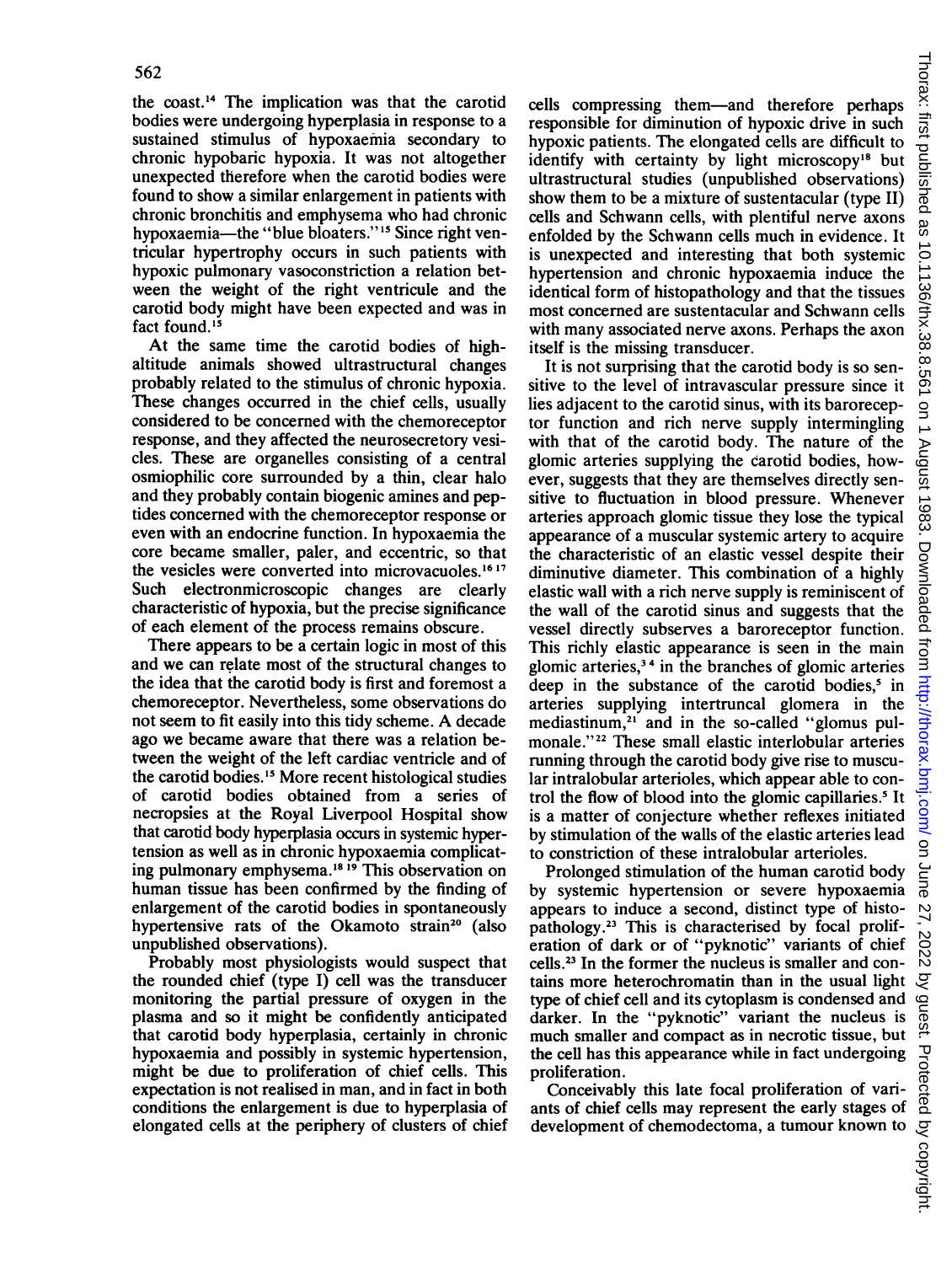the coast.[14] The implication was that the carotid bodies were undergoing hyperplasia in response to a sustained stimulus of hypoxaemia secondary to chronic hypobaric hypoxia. It was not altogether unexpected therefore when the carotid bodies were found to show a similar enlargement in patients with chronic bronchitis and emphysema who had chronic hypoxaemia—the "blue bloaters."[15] Since right ventricular hypertrophy occurs in such patients with hypoxic pulmonary vasoconstriction a relation between the weight of the right ventricule and the carotid body might have been expected and was in fact found.[15]

At the same time the carotid bodies of high-altitude animals showed ultrastructural changes probably related to the stimulus of chronic hypoxia. These changes occurred in the chief cells, usually considered to be concerned with the chemoreceptor response, and they affected the neurosecretory vesicles. These are organelles consisting of a central osmiophilic core surrounded by a thin, clear halo and they probably contain biogenic amines and peptides concerned with the chemoreceptor response or even with an endocrine function. In hypoxaemia the core became smaller, paler, and eccentric, so that the vesicles were converted into microvacuoles.[16,17] Such electronmicroscopic changes are clearly characteristic of hypoxia, but the precise significance of each element of the process remains obscure.

There appears to be a certain logic in most of this and we can relate most of the structural changes to the idea that the carotid body is first and foremost a chemoreceptor. Nevertheless, some observations do not seem to fit easily into this tidy scheme. A decade ago we became aware that there was a relation between the weight of the left cardiac ventricle and of the carotid bodies.[15] More recent histological studies of carotid bodies obtained from a series of necropsies at the Royal Liverpool Hospital show that carotid body hyperplasia occurs in systemic hypertension as well as in chronic hypoxaemia complicating pulmonary emphysema.[18,19] This observation on human tissue has been confirmed by the finding of enlargement of the carotid bodies in spontaneously hypertensive rats of the Okamoto strain[20] (also unpublished observations).

Probably most physiologists would suspect that the rounded chief (type I) cell was the transducer monitoring the partial pressure of oxygen in the plasma and so it might be confidently anticipated that carotid body hyperplasia, certainly in chronic hypoxaemia and possibly in systemic hypertension, might be due to proliferation of chief cells. This expectation is not realised in man, and in fact in both conditions the enlargement is due to hyperplasia of elongated cells at the periphery of clusters of chief cells compressing them—and therefore perhaps responsible for diminution of hypoxic drive in such hypoxic patients. The elongated cells are difficult to identify with certainty by light microscopy[18] but ultrastructural studies (unpublished observations) show them to be a mixture of sustentacular (type II) cells and Schwann cells, with plentiful nerve axons enfolded by the Schwann cells much in evidence. It is unexpected and interesting that both systemic hypertension and chronic hypoxaemia induce the identical form of histopathology and that the tissues most concerned are sustentacular and Schwann cells with many associated nerve axons. Perhaps the axon itself is the missing transducer.

It is not surprising that the carotid body is so sensitive to the level of intravascular pressure since it lies adjacent to the carotid sinus, with its baroreceptor function and rich nerve supply intermingling with that of the carotid body. The nature of the glomic arteries supplying the carotid bodies, however, suggests that they are themselves directly sensitive to fluctuation in blood pressure. Whenever arteries approach glomic tissue they lose the typical appearance of a muscular systemic artery to acquire the characteristic of an elastic vessel despite their diminutive diameter. This combination of a highly elastic wall with a rich nerve supply is reminiscent of the wall of the carotid sinus and suggests that the vessel directly subserves a baroreceptor function. This richly elastic appearance is seen in the main glomic arteries,[3,4] in the branches of glomic arteries deep in the substance of the carotid bodies,[5] in arteries supplying intertruncal glomera in the mediastinum,[21] and in the so-called "glomus pulmonale."[22] These small elastic interlobular arteries running through the carotid body give rise to muscular intralobular arterioles, which appear able to control the flow of blood into the glomic capillaries.[5] It is a matter of conjecture whether reflexes initiated by stimulation of the walls of the elastic arteries lead to constriction of these intralobular arterioles.

Prolonged stimulation of the human carotid body by systemic hypertension or severe hypoxaemia appears to induce a second, distinct type of histopathology.[23] This is characterised by focal proliferation of dark or of "pyknotic" variants of chief cells.[23] In the former the nucleus is smaller and contains more heterochromatin than in the usual light type of chief cell and its cytoplasm is condensed and darker. In the "pyknotic" variant the nucleus is much smaller and compact as in necrotic tissue, but the cell has this appearance while in fact undergoing proliferation.

Conceivably this late focal proliferation of variants of chief cells may represent the early stages of development of chemodectoma, a tumour known to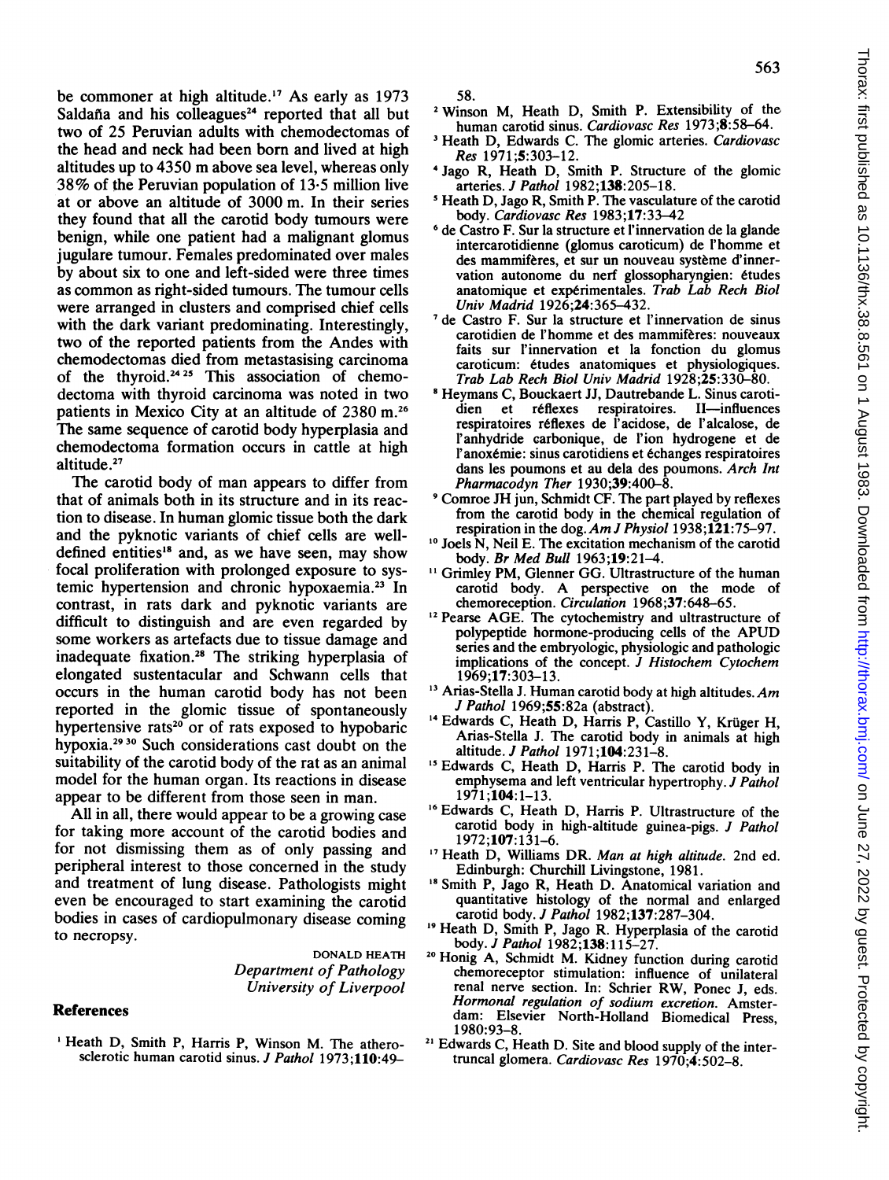be commoner at high altitude.[17] As early as 1973 Saldaña and his colleagues[24] reported that all but two of 25 Peruvian adults with chemodectomas of the head and neck had been born and lived at high altitudes up to 4350 m above sea level, whereas only 38% of the Peruvian population of 13·5 million live at or above an altitude of 3000 m. In their series they found that all the carotid body tumours were benign, while one patient had a malignant glomus jugulare tumour. Females predominated over males by about six to one and left-sided were three times as common as right-sided tumours. The tumour cells were arranged in clusters and comprised chief cells with the dark variant predominating. Interestingly, two of the reported patients from the Andes with chemodectomas died from metastasising carcinoma of the thyroid.[24 25] This association of chemodectoma with thyroid carcinoma was noted in two patients in Mexico City at an altitude of 2380 m.[26] The same sequence of carotid body hyperplasia and chemodectoma formation occurs in cattle at high altitude.[27]

The carotid body of man appears to differ from that of animals both in its structure and in its reaction to disease. In human glomic tissue both the dark and the pyknotic variants of chief cells are well-defined entities[18] and, as we have seen, may show focal proliferation with prolonged exposure to systemic hypertension and chronic hypoxaemia.[23] In contrast, in rats dark and pyknotic variants are difficult to distinguish and are even regarded by some workers as artefacts due to tissue damage and inadequate fixation.[28] The striking hyperplasia of elongated sustentacular and Schwann cells that occurs in the human carotid body has not been reported in the glomic tissue of spontaneously hypertensive rats[20] or of rats exposed to hypobaric hypoxia.[29 30] Such considerations cast doubt on the suitability of the carotid body of the rat as an animal model for the human organ. Its reactions in disease appear to be different from those seen in man.

All in all, there would appear to be a growing case for taking more account of the carotid bodies and for not dismissing them as of only passing and peripheral interest to those concerned in the study and treatment of lung disease. Pathologists might even be encouraged to start examining the carotid bodies in cases of cardiopulmonary disease coming to necropsy.

DONALD HEATH
*Department of Pathology*
*University of Liverpool*

## References

1. Heath D, Smith P, Harris P, Winson M. The atherosclerotic human carotid sinus. *J Pathol* 1973;**110**:49–58.
2. Winson M, Heath D, Smith P. Extensibility of the human carotid sinus. *Cardiovasc Res* 1973;**8**:58–64.
3. Heath D, Edwards C. The glomic arteries. *Cardiovasc Res* 1971;**5**:303–12.
4. Jago R, Heath D, Smith P. Structure of the glomic arteries. *J Pathol* 1982;**138**:205–18.
5. Heath D, Jago R, Smith P. The vasculature of the carotid body. *Cardiovasc Res* 1983;**17**:33–42
6. de Castro F. Sur la structure et l'innervation de la glande intercarotidienne (glomus caroticum) de l'homme et des mammifères, et sur un nouveau système d'innervation autonome du nerf glossopharyngien: études anatomique et expérimentales. *Trab Lab Rech Biol Univ Madrid* 1926;**24**:365–432.
7. de Castro F. Sur la structure et l'innervation de sinus carotidien de l'homme et des mammifères: nouveaux faits sur l'innervation et la fonction du glomus caroticum: études anatomiques et physiologiques. *Trab Lab Rech Biol Univ Madrid* 1928;**25**:330–80.
8. Heymans C, Bouckaert JJ, Dautrebande L. Sinus carotidien et réflexes respiratoires. II—influences respiratoires réflexes de l'acidose, de l'alcalose, de l'anhydride carbonique, de l'ion hydrogene et de l'anoxémie: sinus carotidiens et échanges respiratoires dans les poumons et au dela des poumons. *Arch Int Pharmacodyn Ther* 1930;**39**:400–8.
9. Comroe JH jun, Schmidt CF. The part played by reflexes from the carotid body in the chemical regulation of respiration in the dog. *Am J Physiol* 1938;**121**:75–97.
10. Joels N, Neil E. The excitation mechanism of the carotid body. *Br Med Bull* 1963;**19**:21–4.
11. Grimley PM, Glenner GG. Ultrastructure of the human carotid body. A perspective on the mode of chemoreception. *Circulation* 1968;**37**:648–65.
12. Pearse AGE. The cytochemistry and ultrastructure of polypeptide hormone-producing cells of the APUD series and the embryologic, physiologic and pathologic implications of the concept. *J Histochem Cytochem* 1969;**17**:303–13.
13. Arias-Stella J. Human carotid body at high altitudes. *Am J Pathol* 1969;**55**:82a (abstract).
14. Edwards C, Heath D, Harris P, Castillo Y, Krüger H, Arias-Stella J. The carotid body in animals at high altitude. *J Pathol* 1971;**104**:231–8.
15. Edwards C, Heath D, Harris P. The carotid body in emphysema and left ventricular hypertrophy. *J Pathol* 1971;**104**:1–13.
16. Edwards C, Heath D, Harris P. Ultrastructure of the carotid body in high-altitude guinea-pigs. *J Pathol* 1972;**107**:131–6.
17. Heath D, Williams DR. *Man at high altitude*. 2nd ed. Edinburgh: Churchill Livingstone, 1981.
18. Smith P, Jago R, Heath D. Anatomical variation and quantitative histology of the normal and enlarged carotid body. *J Pathol* 1982;**137**:287–304.
19. Heath D, Smith P, Jago R. Hyperplasia of the carotid body. *J Pathol* 1982;**138**:115–27.
20. Honig A, Schmidt M. Kidney function during carotid chemoreceptor stimulation: influence of unilateral renal nerve section. In: Schrier RW, Ponec J, eds. *Hormonal regulation of sodium excretion*. Amsterdam: Elsevier North-Holland Biomedical Press, 1980:93–8.
21. Edwards C, Heath D. Site and blood supply of the intertruncal glomera. *Cardiovasc Res* 1970;**4**:502–8.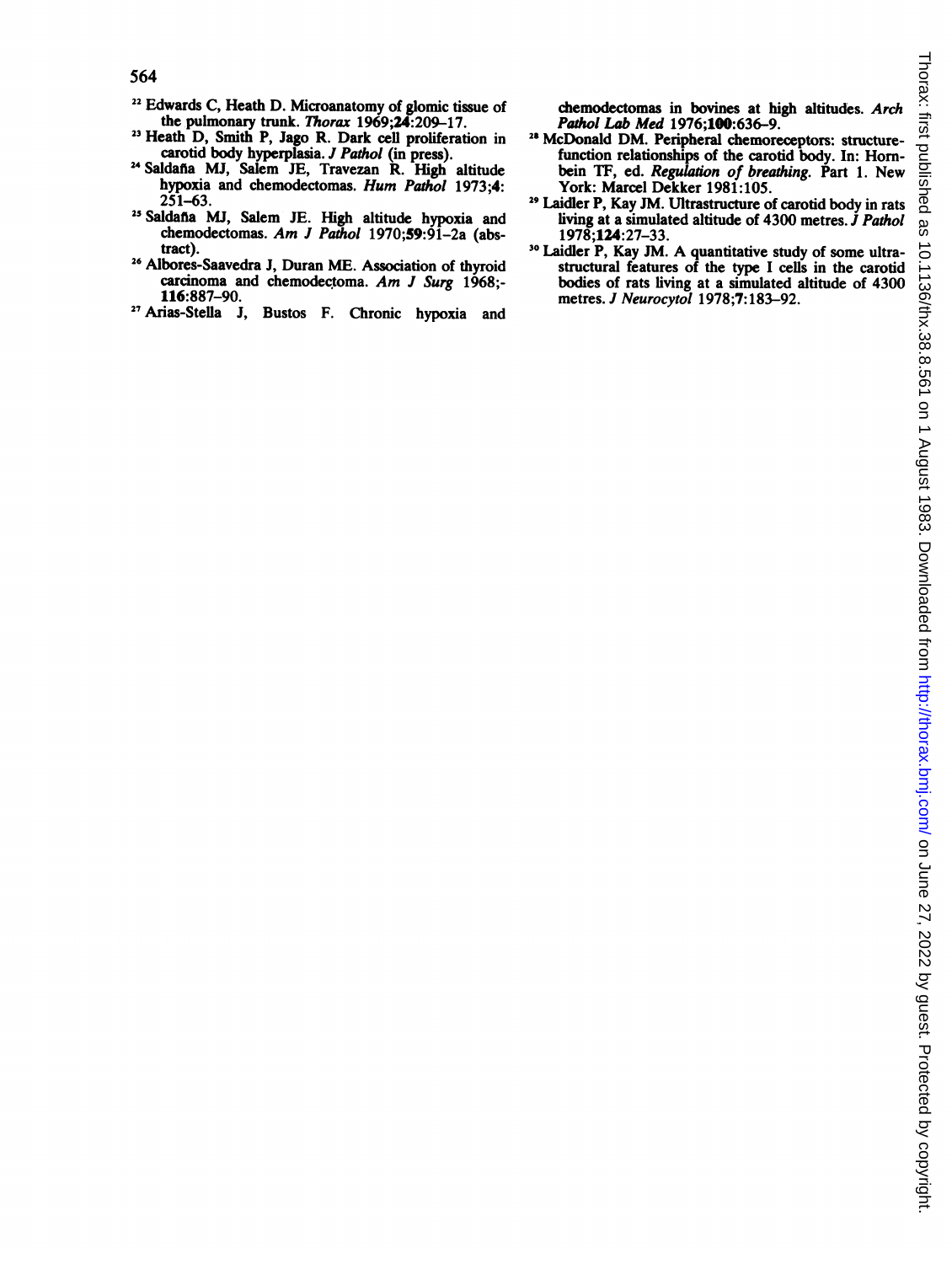[22] Edwards C, Heath D. Microanatomy of glomic tissue of the pulmonary trunk. *Thorax* 1969;**24**:209–17.

[23] Heath D, Smith P, Jago R. Dark cell proliferation in carotid body hyperplasia. *J Pathol* (in press).

[24] Saldaña MJ, Salem JE, Travezan R. High altitude hypoxia and chemodectomas. *Hum Pathol* 1973;**4**: 251–63.

[25] Saldaña MJ, Salem JE. High altitude hypoxia and chemodectomas. *Am J Pathol* 1970;**59**:91–2a (abstract).

[26] Albores-Saavedra J, Duran ME. Association of thyroid carcinoma and chemodectoma. *Am J Surg* 1968;-**116**:887–90.

[27] Arias-Stella J, Bustos F. Chronic hypoxia and chemodectomas in bovines at high altitudes. *Arch Pathol Lab Med* 1976;**100**:636–9.

[28] McDonald DM. Peripheral chemoreceptors: structure-function relationships of the carotid body. In: Hornbein TF, ed. *Regulation of breathing*. Part 1. New York: Marcel Dekker 1981:105.

[29] Laidler P, Kay JM. Ultrastructure of carotid body in rats living at a simulated altitude of 4300 metres. *J Pathol* 1978;**124**:27–33.

[30] Laidler P, Kay JM. A quantitative study of some ultrastructural features of the type I cells in the carotid bodies of rats living at a simulated altitude of 4300 metres. *J Neurocytol* 1978;**7**:183–92.